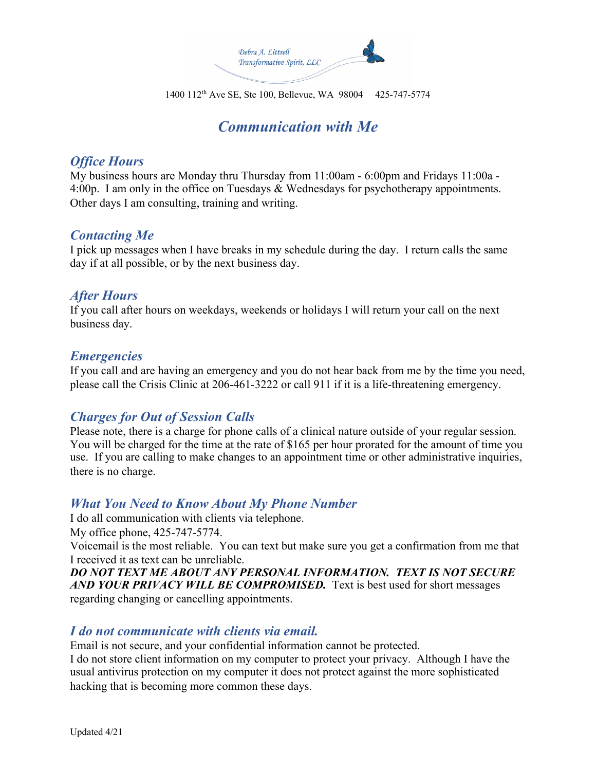Debra A. Littrell
Transformative Spirit, LLC

1400 112th Ave SE, Ste 100, Bellevue, WA 98004 425-747-5774

# *Communication with Me*

## *Office Hours*

My business hours are Monday thru Thursday from 11:00am - 6:00pm and Fridays 11:00a - 4:00p. I am only in the office on Tuesdays & Wednesdays for psychotherapy appointments. Other days I am consulting, training and writing.

## *Contacting Me*

I pick up messages when I have breaks in my schedule during the day. I return calls the same day if at all possible, or by the next business day.

## *After Hours*

If you call after hours on weekdays, weekends or holidays I will return your call on the next business day.

## *Emergencies*

If you call and are having an emergency and you do not hear back from me by the time you need, please call the Crisis Clinic at 206-461-3222 or call 911 if it is a life-threatening emergency.

## *Charges for Out of Session Calls*

Please note, there is a charge for phone calls of a clinical nature outside of your regular session. You will be charged for the time at the rate of $165 per hour prorated for the amount of time you use. If you are calling to make changes to an appointment time or other administrative inquiries, there is no charge.

## *What You Need to Know About My Phone Number*

I do all communication with clients via telephone.
My office phone, 425-747-5774.
Voicemail is the most reliable. You can text but make sure you get a confirmation from me that I received it as text can be unreliable.
***DO NOT TEXT ME ABOUT ANY PERSONAL INFORMATION. TEXT IS NOT SECURE AND YOUR PRIVACY WILL BE COMPROMISED.*** Text is best used for short messages regarding changing or cancelling appointments.

## *I do not communicate with clients via email.*

Email is not secure, and your confidential information cannot be protected.
I do not store client information on my computer to protect your privacy. Although I have the usual antivirus protection on my computer it does not protect against the more sophisticated hacking that is becoming more common these days.

Updated 4/21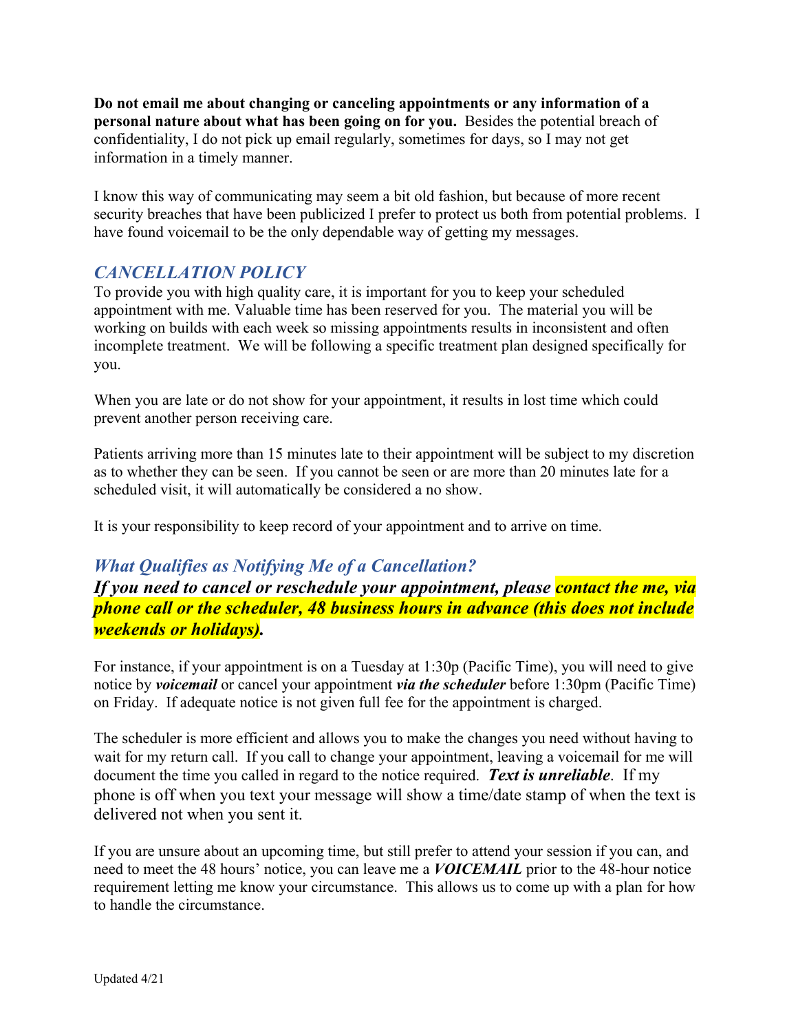**Do not email me about changing or canceling appointments or any information of a personal nature about what has been going on for you.** Besides the potential breach of confidentiality, I do not pick up email regularly, sometimes for days, so I may not get information in a timely manner.

I know this way of communicating may seem a bit old fashion, but because of more recent security breaches that have been publicized I prefer to protect us both from potential problems. I have found voicemail to be the only dependable way of getting my messages.

## *CANCELLATION POLICY*

To provide you with high quality care, it is important for you to keep your scheduled appointment with me. Valuable time has been reserved for you. The material you will be working on builds with each week so missing appointments results in inconsistent and often incomplete treatment. We will be following a specific treatment plan designed specifically for you.

When you are late or do not show for your appointment, it results in lost time which could prevent another person receiving care.

Patients arriving more than 15 minutes late to their appointment will be subject to my discretion as to whether they can be seen. If you cannot be seen or are more than 20 minutes late for a scheduled visit, it will automatically be considered a no show.

It is your responsibility to keep record of your appointment and to arrive on time.

### *What Qualifies as Notifying Me of a Cancellation?*

***If you need to cancel or reschedule your appointment, please contact the me, via phone call or the scheduler, 48 business hours in advance (this does not include weekends or holidays).***

For instance, if your appointment is on a Tuesday at 1:30p (Pacific Time), you will need to give notice by ***voicemail*** or cancel your appointment ***via the scheduler*** before 1:30pm (Pacific Time) on Friday. If adequate notice is not given full fee for the appointment is charged.

The scheduler is more efficient and allows you to make the changes you need without having to wait for my return call. If you call to change your appointment, leaving a voicemail for me will document the time you called in regard to the notice required. ***Text is unreliable***. If my phone is off when you text your message will show a time/date stamp of when the text is delivered not when you sent it.

If you are unsure about an upcoming time, but still prefer to attend your session if you can, and need to meet the 48 hours' notice, you can leave me a ***VOICEMAIL*** prior to the 48-hour notice requirement letting me know your circumstance. This allows us to come up with a plan for how to handle the circumstance.

Updated 4/21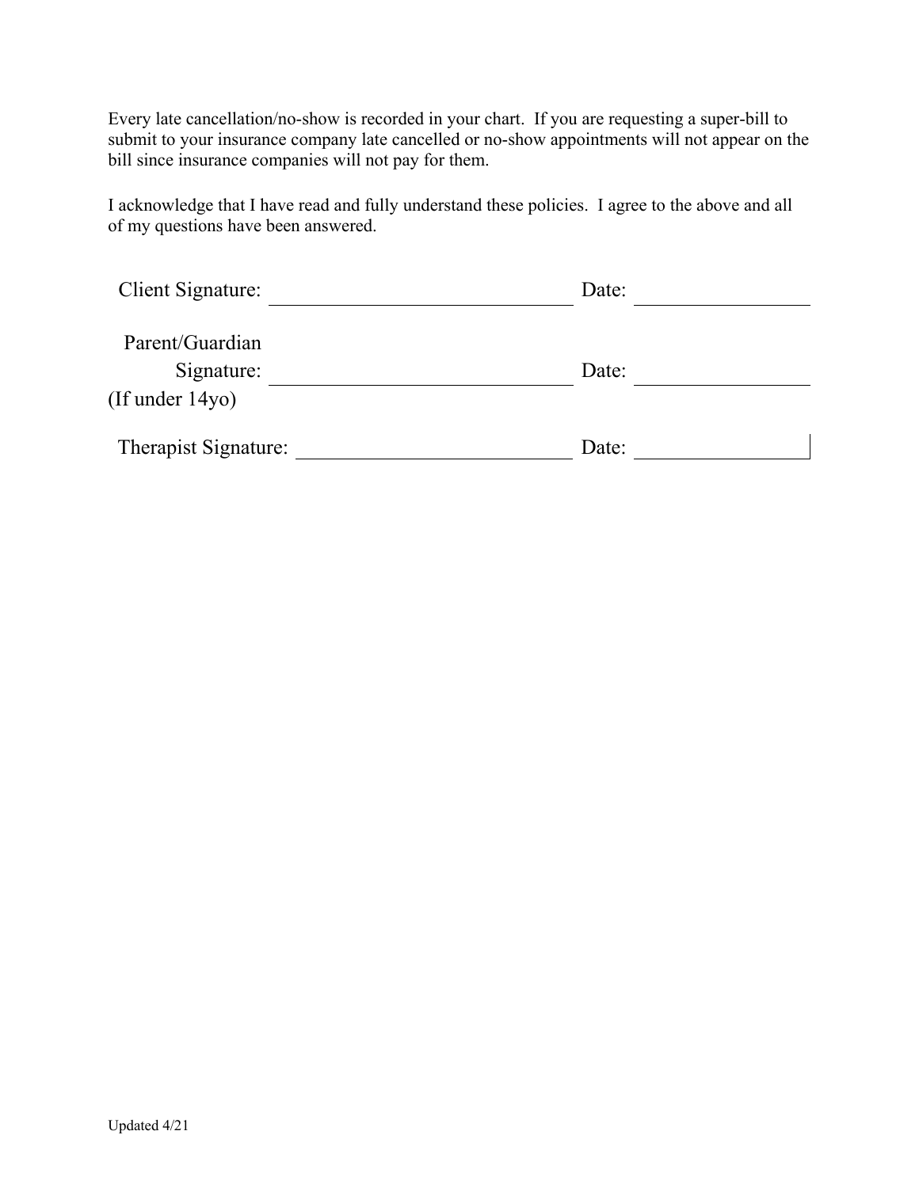Every late cancellation/no-show is recorded in your chart. If you are requesting a super-bill to submit to your insurance company late cancelled or no-show appointments will not appear on the bill since insurance companies will not pay for them.

I acknowledge that I have read and fully understand these policies. I agree to the above and all of my questions have been answered.

Client Signature: ______________________________ Date: ________________

Parent/Guardian
Signature: ______________________________ Date: ________________
(If under 14yo)

Therapist Signature: ___________________________ Date: ________________

Updated 4/21